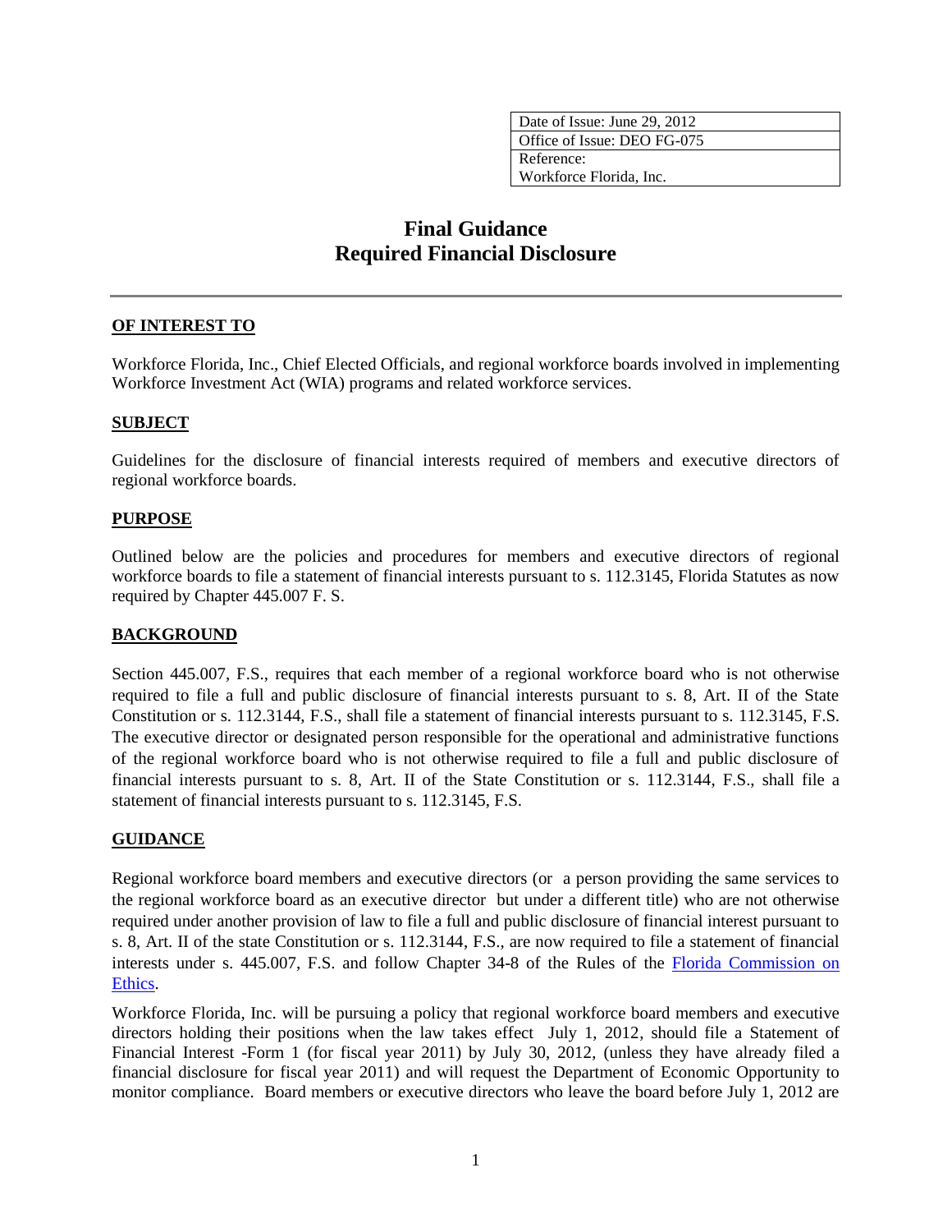| Date of Issue: June 29, 2012 |
| --- |
| Office of Issue: DEO FG-075 |
| Reference: Workforce Florida, Inc. |

# Final Guidance
# Required Financial Disclosure

## OF INTEREST TO

Workforce Florida, Inc., Chief Elected Officials, and regional workforce boards involved in implementing Workforce Investment Act (WIA) programs and related workforce services.

## SUBJECT

Guidelines for the disclosure of financial interests required of members and executive directors of regional workforce boards.

## PURPOSE

Outlined below are the policies and procedures for members and executive directors of regional workforce boards to file a statement of financial interests pursuant to s. 112.3145, Florida Statutes as now required by Chapter 445.007 F. S.

## BACKGROUND

Section 445.007, F.S., requires that each member of a regional workforce board who is not otherwise required to file a full and public disclosure of financial interests pursuant to s. 8, Art. II of the State Constitution or s. 112.3144, F.S., shall file a statement of financial interests pursuant to s. 112.3145, F.S. The executive director or designated person responsible for the operational and administrative functions of the regional workforce board who is not otherwise required to file a full and public disclosure of financial interests pursuant to s. 8, Art. II of the State Constitution or s. 112.3144, F.S., shall file a statement of financial interests pursuant to s. 112.3145, F.S.

## GUIDANCE

Regional workforce board members and executive directors (or a person providing the same services to the regional workforce board as an executive director but under a different title) who are not otherwise required under another provision of law to file a full and public disclosure of financial interest pursuant to s. 8, Art. II of the state Constitution or s. 112.3144, F.S., are now required to file a statement of financial interests under s. 445.007, F.S. and follow Chapter 34-8 of the Rules of the Florida Commission on Ethics.

Workforce Florida, Inc. will be pursuing a policy that regional workforce board members and executive directors holding their positions when the law takes effect July 1, 2012, should file a Statement of Financial Interest -Form 1 (for fiscal year 2011) by July 30, 2012, (unless they have already filed a financial disclosure for fiscal year 2011) and will request the Department of Economic Opportunity to monitor compliance. Board members or executive directors who leave the board before July 1, 2012 are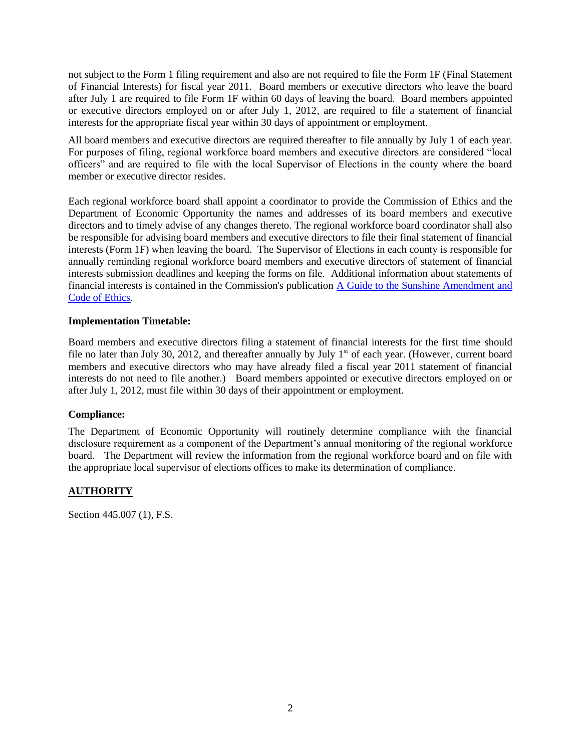not subject to the Form 1 filing requirement and also are not required to file the Form 1F (Final Statement of Financial Interests) for fiscal year 2011. Board members or executive directors who leave the board after July 1 are required to file Form 1F within 60 days of leaving the board. Board members appointed or executive directors employed on or after July 1, 2012, are required to file a statement of financial interests for the appropriate fiscal year within 30 days of appointment or employment.

All board members and executive directors are required thereafter to file annually by July 1 of each year. For purposes of filing, regional workforce board members and executive directors are considered "local officers" and are required to file with the local Supervisor of Elections in the county where the board member or executive director resides.

Each regional workforce board shall appoint a coordinator to provide the Commission of Ethics and the Department of Economic Opportunity the names and addresses of its board members and executive directors and to timely advise of any changes thereto. The regional workforce board coordinator shall also be responsible for advising board members and executive directors to file their final statement of financial interests (Form 1F) when leaving the board. The Supervisor of Elections in each county is responsible for annually reminding regional workforce board members and executive directors of statement of financial interests submission deadlines and keeping the forms on file. Additional information about statements of financial interests is contained in the Commission's publication A Guide to the Sunshine Amendment and Code of Ethics.

**Implementation Timetable:**

Board members and executive directors filing a statement of financial interests for the first time should file no later than July 30, 2012, and thereafter annually by July 1st of each year. (However, current board members and executive directors who may have already filed a fiscal year 2011 statement of financial interests do not need to file another.) Board members appointed or executive directors employed on or after July 1, 2012, must file within 30 days of their appointment or employment.

**Compliance:**

The Department of Economic Opportunity will routinely determine compliance with the financial disclosure requirement as a component of the Department's annual monitoring of the regional workforce board. The Department will review the information from the regional workforce board and on file with the appropriate local supervisor of elections offices to make its determination of compliance.

## AUTHORITY

Section 445.007 (1), F.S.